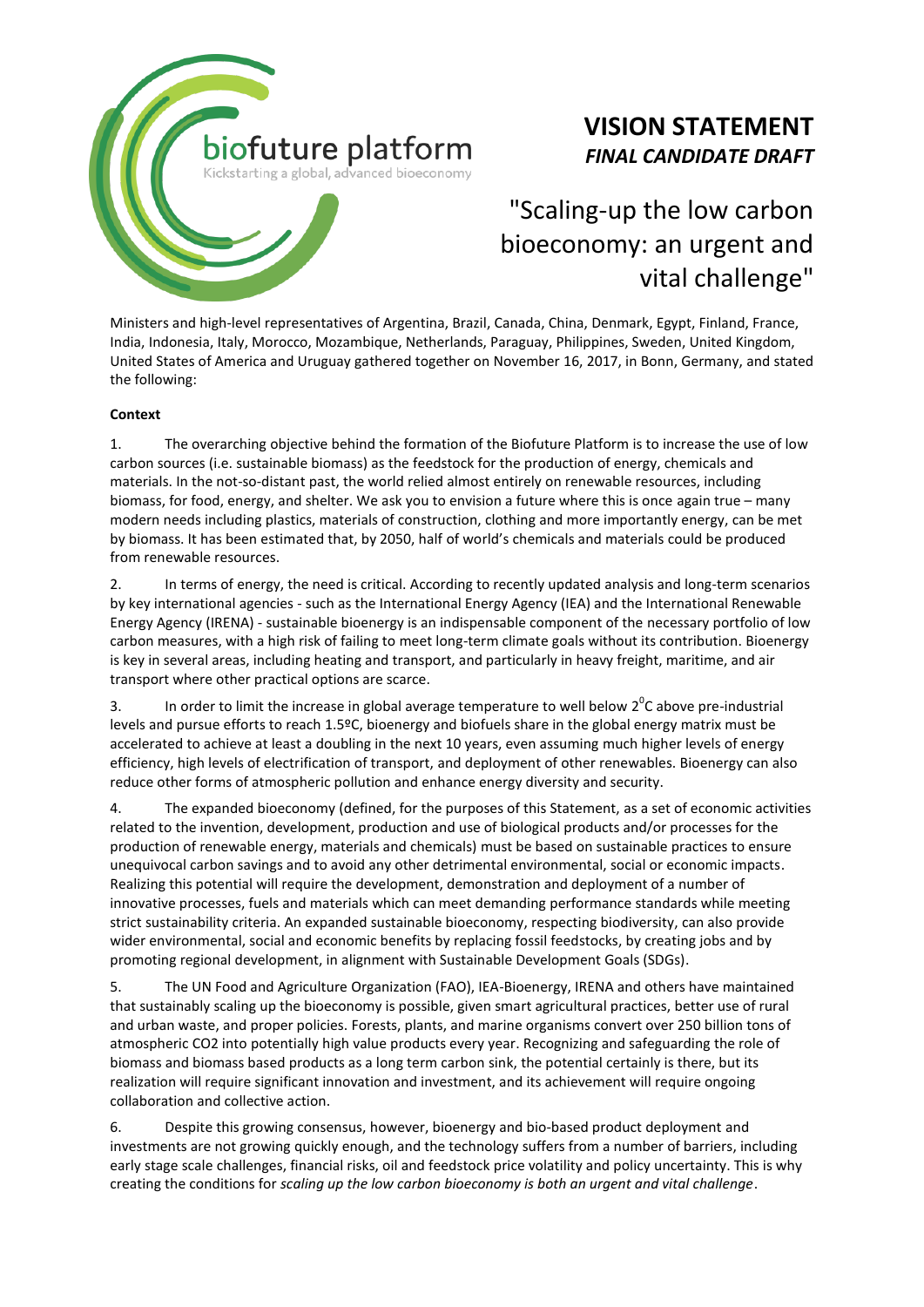biofuture platform

Kickstarting a global, advanced bioeconomy

# VISION STATEMENT

***FINAL CANDIDATE DRAFT***

## "Scaling-up the low carbon bioeconomy: an urgent and vital challenge"

Ministers and high-level representatives of Argentina, Brazil, Canada, China, Denmark, Egypt, Finland, France, India, Indonesia, Italy, Morocco, Mozambique, Netherlands, Paraguay, Philippines, Sweden, United Kingdom, United States of America and Uruguay gathered together on November 16, 2017, in Bonn, Germany, and stated the following:

**Context**

1. The overarching objective behind the formation of the Biofuture Platform is to increase the use of low carbon sources (i.e. sustainable biomass) as the feedstock for the production of energy, chemicals and materials. In the not-so-distant past, the world relied almost entirely on renewable resources, including biomass, for food, energy, and shelter. We ask you to envision a future where this is once again true – many modern needs including plastics, materials of construction, clothing and more importantly energy, can be met by biomass. It has been estimated that, by 2050, half of world's chemicals and materials could be produced from renewable resources.

2. In terms of energy, the need is critical. According to recently updated analysis and long-term scenarios by key international agencies - such as the International Energy Agency (IEA) and the International Renewable Energy Agency (IRENA) - sustainable bioenergy is an indispensable component of the necessary portfolio of low carbon measures, with a high risk of failing to meet long-term climate goals without its contribution. Bioenergy is key in several areas, including heating and transport, and particularly in heavy freight, maritime, and air transport where other practical options are scarce.

3. In order to limit the increase in global average temperature to well below $2^0$C above pre-industrial levels and pursue efforts to reach 1.5ºC, bioenergy and biofuels share in the global energy matrix must be accelerated to achieve at least a doubling in the next 10 years, even assuming much higher levels of energy efficiency, high levels of electrification of transport, and deployment of other renewables. Bioenergy can also reduce other forms of atmospheric pollution and enhance energy diversity and security.

4. The expanded bioeconomy (defined, for the purposes of this Statement, as a set of economic activities related to the invention, development, production and use of biological products and/or processes for the production of renewable energy, materials and chemicals) must be based on sustainable practices to ensure unequivocal carbon savings and to avoid any other detrimental environmental, social or economic impacts. Realizing this potential will require the development, demonstration and deployment of a number of innovative processes, fuels and materials which can meet demanding performance standards while meeting strict sustainability criteria. An expanded sustainable bioeconomy, respecting biodiversity, can also provide wider environmental, social and economic benefits by replacing fossil feedstocks, by creating jobs and by promoting regional development, in alignment with Sustainable Development Goals (SDGs).

5. The UN Food and Agriculture Organization (FAO), IEA-Bioenergy, IRENA and others have maintained that sustainably scaling up the bioeconomy is possible, given smart agricultural practices, better use of rural and urban waste, and proper policies. Forests, plants, and marine organisms convert over 250 billion tons of atmospheric $CO_2$ into potentially high value products every year. Recognizing and safeguarding the role of biomass and biomass based products as a long term carbon sink, the potential certainly is there, but its realization will require significant innovation and investment, and its achievement will require ongoing collaboration and collective action.

6. Despite this growing consensus, however, bioenergy and bio-based product deployment and investments are not growing quickly enough, and the technology suffers from a number of barriers, including early stage scale challenges, financial risks, oil and feedstock price volatility and policy uncertainty. This is why creating the conditions for *scaling up the low carbon bioeconomy is both an urgent and vital challenge*.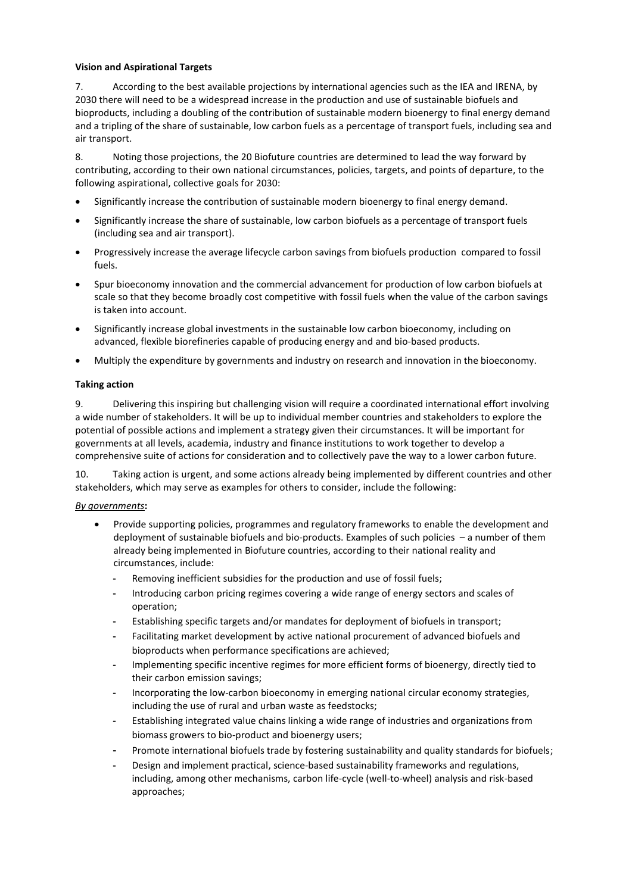**Vision and Aspirational Targets**

7. According to the best available projections by international agencies such as the IEA and IRENA, by 2030 there will need to be a widespread increase in the production and use of sustainable biofuels and bioproducts, including a doubling of the contribution of sustainable modern bioenergy to final energy demand and a tripling of the share of sustainable, low carbon fuels as a percentage of transport fuels, including sea and air transport.

8. Noting those projections, the 20 Biofuture countries are determined to lead the way forward by contributing, according to their own national circumstances, policies, targets, and points of departure, to the following aspirational, collective goals for 2030:

- Significantly increase the contribution of sustainable modern bioenergy to final energy demand.
- Significantly increase the share of sustainable, low carbon biofuels as a percentage of transport fuels (including sea and air transport).
- Progressively increase the average lifecycle carbon savings from biofuels production compared to fossil fuels.
- Spur bioeconomy innovation and the commercial advancement for production of low carbon biofuels at scale so that they become broadly cost competitive with fossil fuels when the value of the carbon savings is taken into account.
- Significantly increase global investments in the sustainable low carbon bioeconomy, including on advanced, flexible biorefineries capable of producing energy and and bio-based products.
- Multiply the expenditure by governments and industry on research and innovation in the bioeconomy.

**Taking action**

9. Delivering this inspiring but challenging vision will require a coordinated international effort involving a wide number of stakeholders. It will be up to individual member countries and stakeholders to explore the potential of possible actions and implement a strategy given their circumstances. It will be important for governments at all levels, academia, industry and finance institutions to work together to develop a comprehensive suite of actions for consideration and to collectively pave the way to a lower carbon future.

10. Taking action is urgent, and some actions already being implemented by different countries and other stakeholders, which may serve as examples for others to consider, include the following:

*By governments***:**

- Provide supporting policies, programmes and regulatory frameworks to enable the development and deployment of sustainable biofuels and bio-products. Examples of such policies – a number of them already being implemented in Biofuture countries, according to their national reality and circumstances, include:
  - Removing inefficient subsidies for the production and use of fossil fuels;
  - Introducing carbon pricing regimes covering a wide range of energy sectors and scales of operation;
  - Establishing specific targets and/or mandates for deployment of biofuels in transport;
  - Facilitating market development by active national procurement of advanced biofuels and bioproducts when performance specifications are achieved;
  - Implementing specific incentive regimes for more efficient forms of bioenergy, directly tied to their carbon emission savings;
  - Incorporating the low-carbon bioeconomy in emerging national circular economy strategies, including the use of rural and urban waste as feedstocks;
  - Establishing integrated value chains linking a wide range of industries and organizations from biomass growers to bio-product and bioenergy users;
  - Promote international biofuels trade by fostering sustainability and quality standards for biofuels;
  - Design and implement practical, science-based sustainability frameworks and regulations, including, among other mechanisms, carbon life-cycle (well-to-wheel) analysis and risk-based approaches;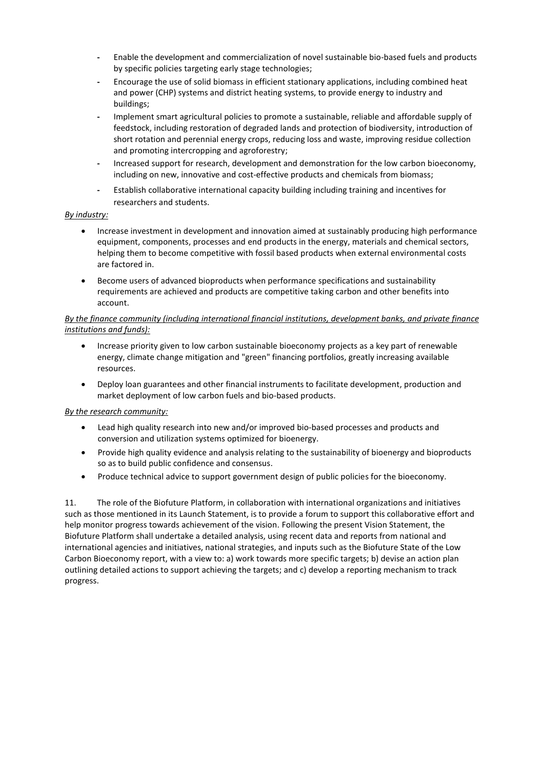- Enable the development and commercialization of novel sustainable bio-based fuels and products by specific policies targeting early stage technologies;
- Encourage the use of solid biomass in efficient stationary applications, including combined heat and power (CHP) systems and district heating systems, to provide energy to industry and buildings;
- Implement smart agricultural policies to promote a sustainable, reliable and affordable supply of feedstock, including restoration of degraded lands and protection of biodiversity, introduction of short rotation and perennial energy crops, reducing loss and waste, improving residue collection and promoting intercropping and agroforestry;
- Increased support for research, development and demonstration for the low carbon bioeconomy, including on new, innovative and cost-effective products and chemicals from biomass;
- Establish collaborative international capacity building including training and incentives for researchers and students.

*By industry:*

- Increase investment in development and innovation aimed at sustainably producing high performance equipment, components, processes and end products in the energy, materials and chemical sectors, helping them to become competitive with fossil based products when external environmental costs are factored in.
- Become users of advanced bioproducts when performance specifications and sustainability requirements are achieved and products are competitive taking carbon and other benefits into account.

*By the finance community (including international financial institutions, development banks, and private finance institutions and funds):*

- Increase priority given to low carbon sustainable bioeconomy projects as a key part of renewable energy, climate change mitigation and "green" financing portfolios, greatly increasing available resources.
- Deploy loan guarantees and other financial instruments to facilitate development, production and market deployment of low carbon fuels and bio-based products.

*By the research community:*

- Lead high quality research into new and/or improved bio-based processes and products and conversion and utilization systems optimized for bioenergy.
- Provide high quality evidence and analysis relating to the sustainability of bioenergy and bioproducts so as to build public confidence and consensus.
- Produce technical advice to support government design of public policies for the bioeconomy.

11. The role of the Biofuture Platform, in collaboration with international organizations and initiatives such as those mentioned in its Launch Statement, is to provide a forum to support this collaborative effort and help monitor progress towards achievement of the vision. Following the present Vision Statement, the Biofuture Platform shall undertake a detailed analysis, using recent data and reports from national and international agencies and initiatives, national strategies, and inputs such as the Biofuture State of the Low Carbon Bioeconomy report, with a view to: a) work towards more specific targets; b) devise an action plan outlining detailed actions to support achieving the targets; and c) develop a reporting mechanism to track progress.